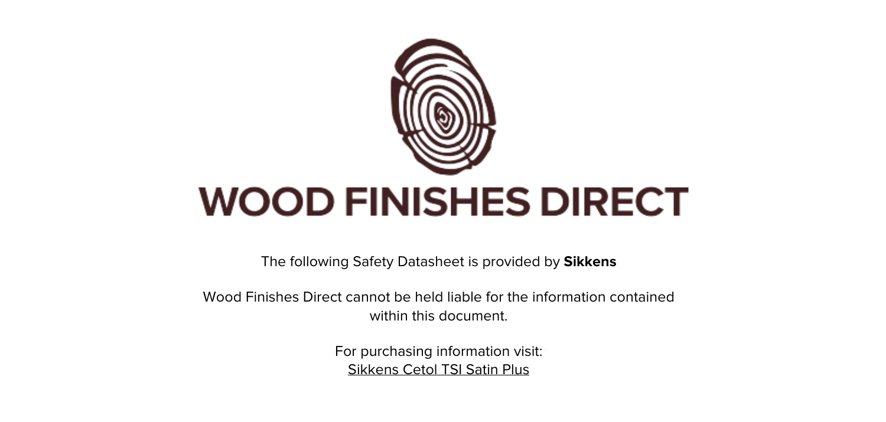# WOOD FINISHES DIRECT

The following Safety Datasheet is provided by **Sikkens**

Wood Finishes Direct cannot be held liable for the information contained within this document.

For purchasing information visit:
Sikkens Cetol TSI Satin Plus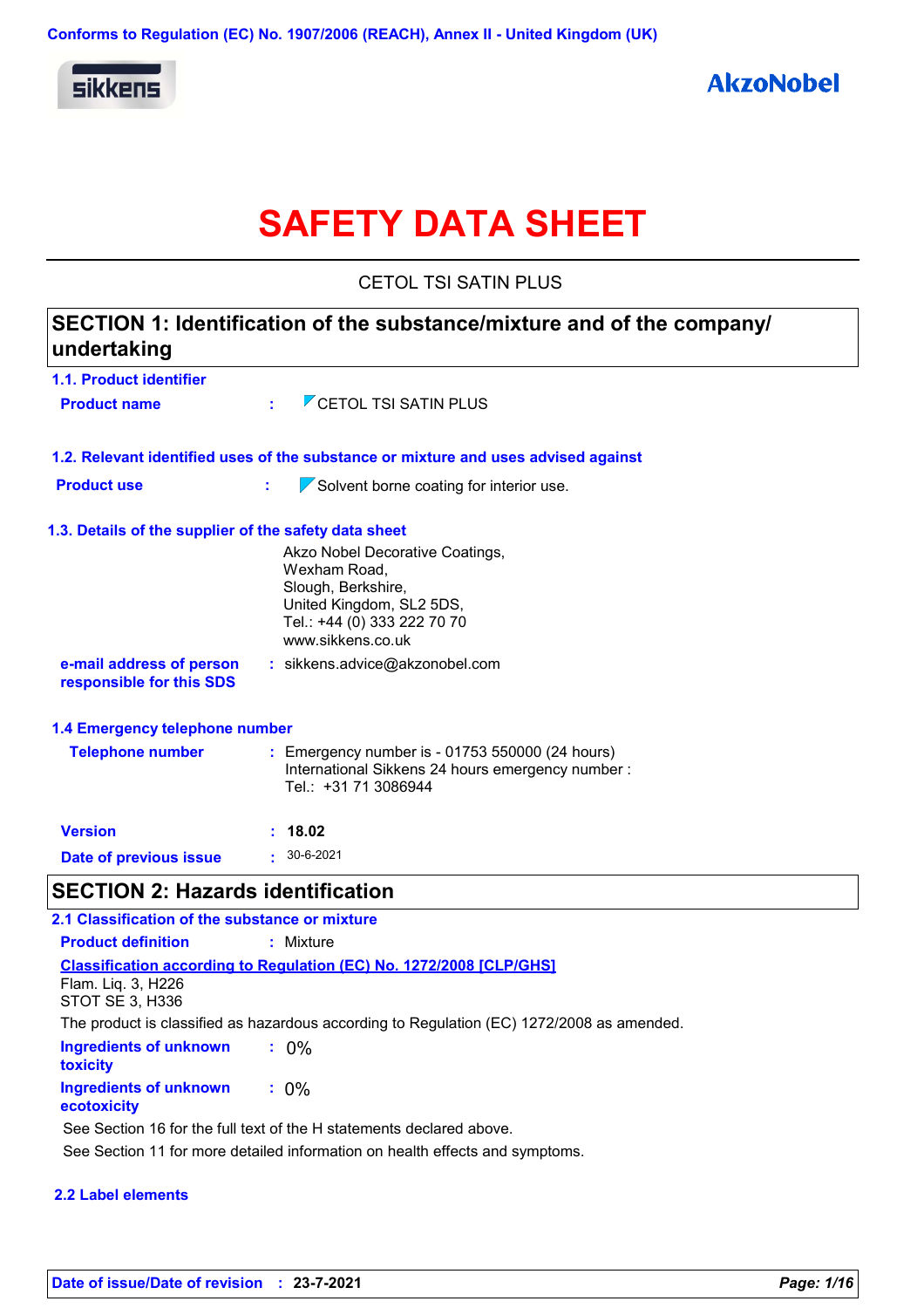Conforms to Regulation (EC) No. 1907/2006 (REACH), Annex II - United Kingdom (UK)

sikkens

AkzoNobel

# SAFETY DATA SHEET

CETOL TSI SATIN PLUS

## SECTION 1: Identification of the substance/mixture and of the company/ undertaking

### 1.1. Product identifier

**Product name** : CETOL TSI SATIN PLUS

### 1.2. Relevant identified uses of the substance or mixture and uses advised against

**Product use** : Solvent borne coating for interior use.

### 1.3. Details of the supplier of the safety data sheet

Akzo Nobel Decorative Coatings,
Wexham Road,
Slough, Berkshire,
United Kingdom, SL2 5DS,
Tel.: +44 (0) 333 222 70 70
www.sikkens.co.uk

**e-mail address of person responsible for this SDS** : sikkens.advice@akzonobel.com

### 1.4 Emergency telephone number

**Telephone number** : Emergency number is - 01753 550000 (24 hours)
International Sikkens 24 hours emergency number :
Tel.: +31 71 3086944

**Version** : **18.02**

**Date of previous issue** : 30-6-2021

## SECTION 2: Hazards identification

### 2.1 Classification of the substance or mixture

**Product definition** : Mixture

**Classification according to Regulation (EC) No. 1272/2008 [CLP/GHS]**

Flam. Liq. 3, H226
STOT SE 3, H336

The product is classified as hazardous according to Regulation (EC) 1272/2008 as amended.

**Ingredients of unknown toxicity** : 0%

**Ingredients of unknown ecotoxicity** : 0%

See Section 16 for the full text of the H statements declared above.

See Section 11 for more detailed information on health effects and symptoms.

### 2.2 Label elements

**Date of issue/Date of revision** : **23-7-2021**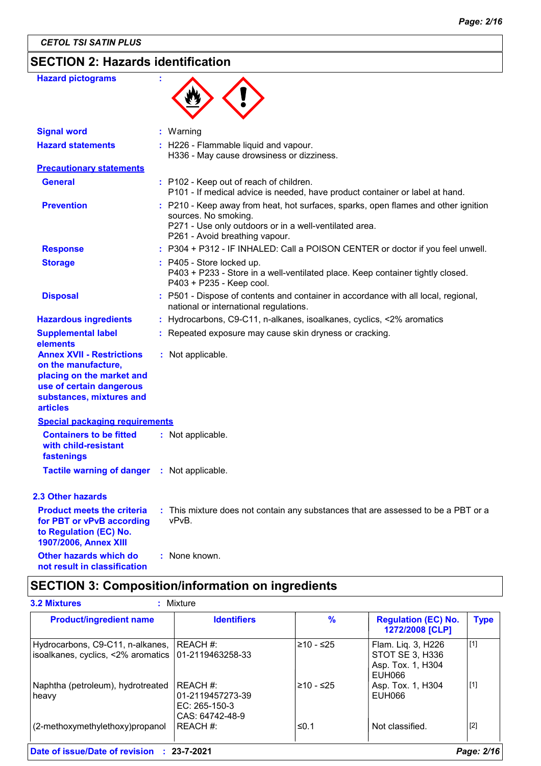*CETOL TSI SATIN PLUS*

## SECTION 2: Hazards identification

**Hazard pictograms** :

**Signal word** : Warning

**Hazard statements** : H226 - Flammable liquid and vapour.
H336 - May cause drowsiness or dizziness.

**Precautionary statements**

**General** : P102 - Keep out of reach of children.
P101 - If medical advice is needed, have product container or label at hand.

**Prevention** : P210 - Keep away from heat, hot surfaces, sparks, open flames and other ignition sources. No smoking.
P271 - Use only outdoors or in a well-ventilated area.
P261 - Avoid breathing vapour.

**Response** : P304 + P312 - IF INHALED: Call a POISON CENTER or doctor if you feel unwell.

**Storage** : P405 - Store locked up.
P403 + P233 - Store in a well-ventilated place. Keep container tightly closed.
P403 + P235 - Keep cool.

**Disposal** : P501 - Dispose of contents and container in accordance with all local, regional, national or international regulations.

**Hazardous ingredients** : Hydrocarbons, C9-C11, n-alkanes, isoalkanes, cyclics, <2% aromatics

**Supplemental label elements** : Repeated exposure may cause skin dryness or cracking.

**Annex XVII - Restrictions on the manufacture, placing on the market and use of certain dangerous substances, mixtures and articles** : Not applicable.

**Special packaging requirements**

**Containers to be fitted with child-resistant fastenings** : Not applicable.

**Tactile warning of danger** : Not applicable.

### 2.3 Other hazards

**Product meets the criteria for PBT or vPvB according to Regulation (EC) No. 1907/2006, Annex XIII** : This mixture does not contain any substances that are assessed to be a PBT or a vPvB.

**Other hazards which do not result in classification** : None known.

## SECTION 3: Composition/information on ingredients

**3.2 Mixtures** : Mixture

| Product/ingredient name | Identifiers | % | Regulation (EC) No. 1272/2008 [CLP] | Type |
|---|---|---|---|---|
| Hydrocarbons, C9-C11, n-alkanes, isoalkanes, cyclics, <2% aromatics | REACH #: 01-2119463258-33 | ≥10 - ≤25 | Flam. Liq. 3, H226<br>STOT SE 3, H336<br>Asp. Tox. 1, H304<br>EUH066 | [1] |
| Naphtha (petroleum), hydrotreated heavy | REACH #: 01-2119457273-39<br>EC: 265-150-3<br>CAS: 64742-48-9 | ≥10 - ≤25 | Asp. Tox. 1, H304<br>EUH066 | [1] |
| (2-methoxymethylethoxy)propanol | REACH #: | ≤0.1 | Not classified. | [2] |

**Date of issue/Date of revision** : **23-7-2021**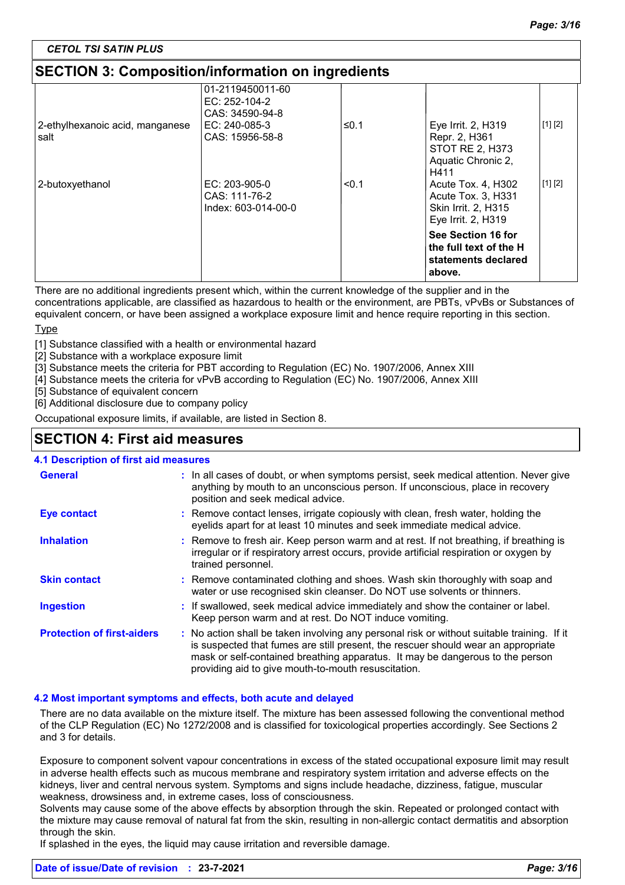CETOL TSI SATIN PLUS

## SECTION 3: Composition/information on ingredients

| | | | | |
|---|---|---|---|---|
| | 01-2119450011-60<br>EC: 252-104-2<br>CAS: 34590-94-8 | | | |
| 2-ethylhexanoic acid, manganese salt | EC: 240-085-3<br>CAS: 15956-58-8 | ≤0.1 | Eye Irrit. 2, H319<br>Repr. 2, H361<br>STOT RE 2, H373<br>Aquatic Chronic 2, H411 | [1] [2] |
| 2-butoxyethanol | EC: 203-905-0<br>CAS: 111-76-2<br>Index: 603-014-00-0 | <0.1 | Acute Tox. 4, H302<br>Acute Tox. 3, H331<br>Skin Irrit. 2, H315<br>Eye Irrit. 2, H319 | [1] [2] |
| | | | **See Section 16 for the full text of the H statements declared above.** | |

There are no additional ingredients present which, within the current knowledge of the supplier and in the concentrations applicable, are classified as hazardous to health or the environment, are PBTs, vPvBs or Substances of equivalent concern, or have been assigned a workplace exposure limit and hence require reporting in this section.

Type

[1] Substance classified with a health or environmental hazard
[2] Substance with a workplace exposure limit
[3] Substance meets the criteria for PBT according to Regulation (EC) No. 1907/2006, Annex XIII
[4] Substance meets the criteria for vPvB according to Regulation (EC) No. 1907/2006, Annex XIII
[5] Substance of equivalent concern
[6] Additional disclosure due to company policy

Occupational exposure limits, if available, are listed in Section 8.

## SECTION 4: First aid measures

### 4.1 Description of first aid measures

**General** : In all cases of doubt, or when symptoms persist, seek medical attention. Never give anything by mouth to an unconscious person. If unconscious, place in recovery position and seek medical advice.

**Eye contact** : Remove contact lenses, irrigate copiously with clean, fresh water, holding the eyelids apart for at least 10 minutes and seek immediate medical advice.

**Inhalation** : Remove to fresh air. Keep person warm and at rest. If not breathing, if breathing is irregular or if respiratory arrest occurs, provide artificial respiration or oxygen by trained personnel.

**Skin contact** : Remove contaminated clothing and shoes. Wash skin thoroughly with soap and water or use recognised skin cleanser. Do NOT use solvents or thinners.

**Ingestion** : If swallowed, seek medical advice immediately and show the container or label. Keep person warm and at rest. Do NOT induce vomiting.

**Protection of first-aiders** : No action shall be taken involving any personal risk or without suitable training. If it is suspected that fumes are still present, the rescuer should wear an appropriate mask or self-contained breathing apparatus. It may be dangerous to the person providing aid to give mouth-to-mouth resuscitation.

### 4.2 Most important symptoms and effects, both acute and delayed

There are no data available on the mixture itself. The mixture has been assessed following the conventional method of the CLP Regulation (EC) No 1272/2008 and is classified for toxicological properties accordingly. See Sections 2 and 3 for details.

Exposure to component solvent vapour concentrations in excess of the stated occupational exposure limit may result in adverse health effects such as mucous membrane and respiratory system irritation and adverse effects on the kidneys, liver and central nervous system. Symptoms and signs include headache, dizziness, fatigue, muscular weakness, drowsiness and, in extreme cases, loss of consciousness.
Solvents may cause some of the above effects by absorption through the skin. Repeated or prolonged contact with the mixture may cause removal of natural fat from the skin, resulting in non-allergic contact dermatitis and absorption through the skin.
If splashed in the eyes, the liquid may cause irritation and reversible damage.

**Date of issue/Date of revision : 23-7-2021**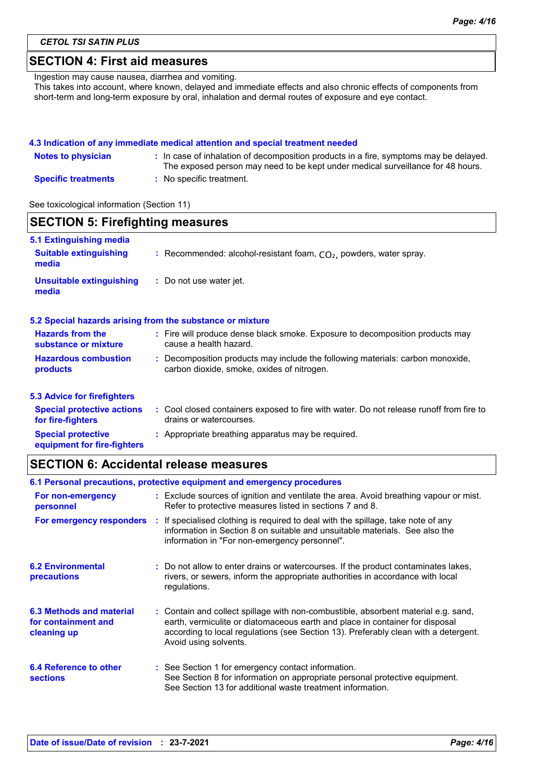## SECTION 4: First aid measures

Ingestion may cause nausea, diarrhea and vomiting.
This takes into account, where known, delayed and immediate effects and also chronic effects of components from short-term and long-term exposure by oral, inhalation and dermal routes of exposure and eye contact.

### 4.3 Indication of any immediate medical attention and special treatment needed

**Notes to physician** : In case of inhalation of decomposition products in a fire, symptoms may be delayed. The exposed person may need to be kept under medical surveillance for 48 hours.

**Specific treatments** : No specific treatment.

See toxicological information (Section 11)

## SECTION 5: Firefighting measures

### 5.1 Extinguishing media

**Suitable extinguishing media** : Recommended: alcohol-resistant foam, $CO_2$, powders, water spray.

**Unsuitable extinguishing media** : Do not use water jet.

### 5.2 Special hazards arising from the substance or mixture

**Hazards from the substance or mixture** : Fire will produce dense black smoke. Exposure to decomposition products may cause a health hazard.

**Hazardous combustion products** : Decomposition products may include the following materials: carbon monoxide, carbon dioxide, smoke, oxides of nitrogen.

### 5.3 Advice for firefighters

**Special protective actions for fire-fighters** : Cool closed containers exposed to fire with water. Do not release runoff from fire to drains or watercourses.

**Special protective equipment for fire-fighters** : Appropriate breathing apparatus may be required.

## SECTION 6: Accidental release measures

### 6.1 Personal precautions, protective equipment and emergency procedures

**For non-emergency personnel** : Exclude sources of ignition and ventilate the area. Avoid breathing vapour or mist. Refer to protective measures listed in sections 7 and 8.

**For emergency responders** : If specialised clothing is required to deal with the spillage, take note of any information in Section 8 on suitable and unsuitable materials. See also the information in "For non-emergency personnel".

### 6.2 Environmental precautions

: Do not allow to enter drains or watercourses. If the product contaminates lakes, rivers, or sewers, inform the appropriate authorities in accordance with local regulations.

### 6.3 Methods and material for containment and cleaning up

: Contain and collect spillage with non-combustible, absorbent material e.g. sand, earth, vermiculite or diatomaceous earth and place in container for disposal according to local regulations (see Section 13). Preferably clean with a detergent. Avoid using solvents.

### 6.4 Reference to other sections

: See Section 1 for emergency contact information.
See Section 8 for information on appropriate personal protective equipment.
See Section 13 for additional waste treatment information.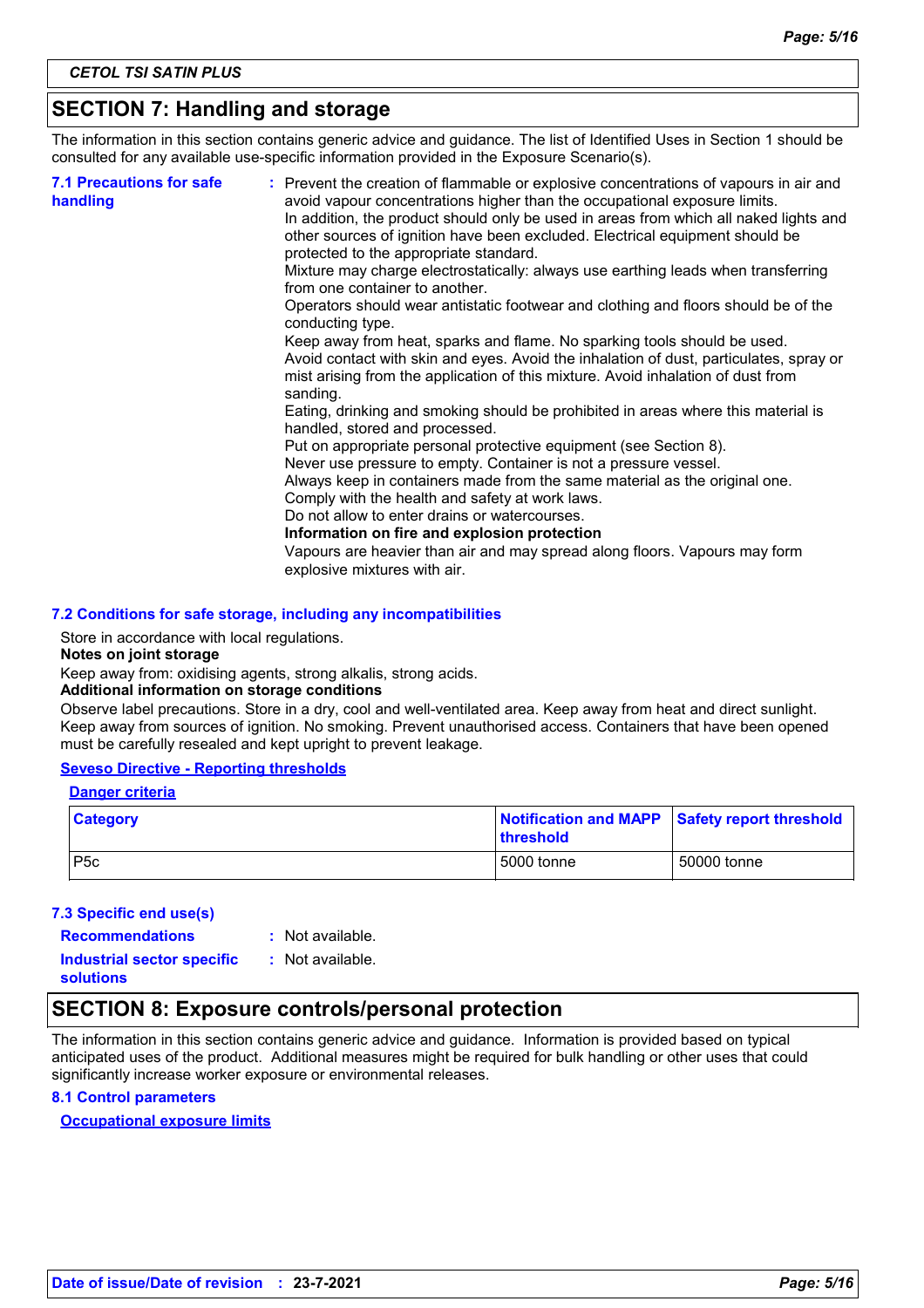CETOL TSI SATIN PLUS

## SECTION 7: Handling and storage

The information in this section contains generic advice and guidance. The list of Identified Uses in Section 1 should be consulted for any available use-specific information provided in the Exposure Scenario(s).

**7.1 Precautions for safe handling** : Prevent the creation of flammable or explosive concentrations of vapours in air and avoid vapour concentrations higher than the occupational exposure limits.
In addition, the product should only be used in areas from which all naked lights and other sources of ignition have been excluded. Electrical equipment should be protected to the appropriate standard.
Mixture may charge electrostatically: always use earthing leads when transferring from one container to another.
Operators should wear antistatic footwear and clothing and floors should be of the conducting type.
Keep away from heat, sparks and flame. No sparking tools should be used.
Avoid contact with skin and eyes. Avoid the inhalation of dust, particulates, spray or mist arising from the application of this mixture. Avoid inhalation of dust from sanding.
Eating, drinking and smoking should be prohibited in areas where this material is handled, stored and processed.
Put on appropriate personal protective equipment (see Section 8).
Never use pressure to empty. Container is not a pressure vessel.
Always keep in containers made from the same material as the original one.
Comply with the health and safety at work laws.
Do not allow to enter drains or watercourses.
**Information on fire and explosion protection**
Vapours are heavier than air and may spread along floors. Vapours may form explosive mixtures with air.

### 7.2 Conditions for safe storage, including any incompatibilities

Store in accordance with local regulations.

**Notes on joint storage**

Keep away from: oxidising agents, strong alkalis, strong acids.

**Additional information on storage conditions**

Observe label precautions. Store in a dry, cool and well-ventilated area. Keep away from heat and direct sunlight. Keep away from sources of ignition. No smoking. Prevent unauthorised access. Containers that have been opened must be carefully resealed and kept upright to prevent leakage.

**Seveso Directive - Reporting thresholds**

**Danger criteria**

| Category | Notification and MAPP threshold | Safety report threshold |
|---|---|---|
| P5c | 5000 tonne | 50000 tonne |

### 7.3 Specific end use(s)

**Recommendations** : Not available.

**Industrial sector specific solutions** : Not available.

## SECTION 8: Exposure controls/personal protection

The information in this section contains generic advice and guidance. Information is provided based on typical anticipated uses of the product. Additional measures might be required for bulk handling or other uses that could significantly increase worker exposure or environmental releases.

### 8.1 Control parameters

**Occupational exposure limits**

Date of issue/Date of revision : 23-7-2021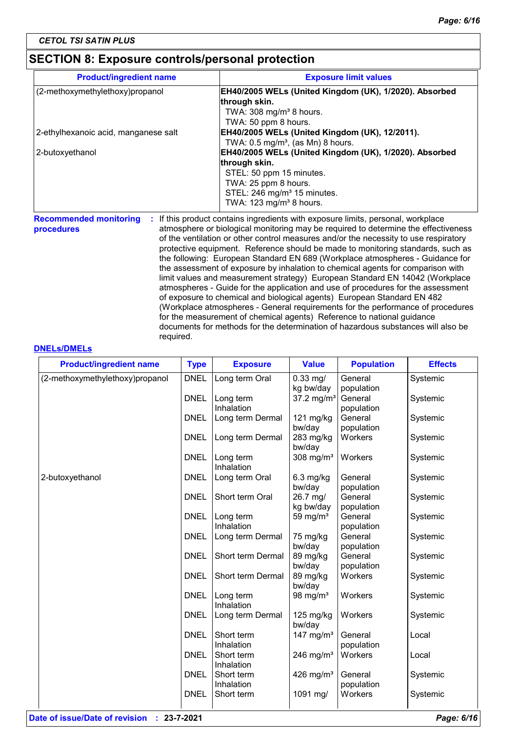CETOL TSI SATIN PLUS

## SECTION 8: Exposure controls/personal protection

| Product/ingredient name | Exposure limit values |
|---|---|
| (2-methoxymethylethoxy)propanol | **EH40/2005 WELs (United Kingdom (UK), 1/2020). Absorbed through skin.** TWA: 308 mg/m³ 8 hours. TWA: 50 ppm 8 hours. |
| 2-ethylhexanoic acid, manganese salt | **EH40/2005 WELs (United Kingdom (UK), 12/2011).** TWA: 0.5 mg/m³, (as Mn) 8 hours. |
| 2-butoxyethanol | **EH40/2005 WELs (United Kingdom (UK), 1/2020). Absorbed through skin.** STEL: 50 ppm 15 minutes. TWA: 25 ppm 8 hours. STEL: 246 mg/m³ 15 minutes. TWA: 123 mg/m³ 8 hours. |

**Recommended monitoring procedures** : If this product contains ingredients with exposure limits, personal, workplace atmosphere or biological monitoring may be required to determine the effectiveness of the ventilation or other control measures and/or the necessity to use respiratory protective equipment. Reference should be made to monitoring standards, such as the following: European Standard EN 689 (Workplace atmospheres - Guidance for the assessment of exposure by inhalation to chemical agents for comparison with limit values and measurement strategy) European Standard EN 14042 (Workplace atmospheres - Guide for the application and use of procedures for the assessment of exposure to chemical and biological agents) European Standard EN 482 (Workplace atmospheres - General requirements for the performance of procedures for the measurement of chemical agents) Reference to national guidance documents for methods for the determination of hazardous substances will also be required.

**DNELs/DMELs**

| Product/ingredient name | Type | Exposure | Value | Population | Effects |
|---|---|---|---|---|---|
| (2-methoxymethylethoxy)propanol | DNEL | Long term Oral | 0.33 mg/kg bw/day | General population | Systemic |
| | DNEL | Long term Inhalation | 37.2 mg/m³ | General population | Systemic |
| | DNEL | Long term Dermal | 121 mg/kg bw/day | General population | Systemic |
| | DNEL | Long term Dermal | 283 mg/kg bw/day | Workers | Systemic |
| | DNEL | Long term Inhalation | 308 mg/m³ | Workers | Systemic |
| 2-butoxyethanol | DNEL | Long term Oral | 6.3 mg/kg bw/day | General population | Systemic |
| | DNEL | Short term Oral | 26.7 mg/kg bw/day | General population | Systemic |
| | DNEL | Long term Inhalation | 59 mg/m³ | General population | Systemic |
| | DNEL | Long term Dermal | 75 mg/kg bw/day | General population | Systemic |
| | DNEL | Short term Dermal | 89 mg/kg bw/day | General population | Systemic |
| | DNEL | Short term Dermal | 89 mg/kg bw/day | Workers | Systemic |
| | DNEL | Long term Inhalation | 98 mg/m³ | Workers | Systemic |
| | DNEL | Long term Dermal | 125 mg/kg bw/day | Workers | Systemic |
| | DNEL | Short term Inhalation | 147 mg/m³ | General population | Local |
| | DNEL | Short term Inhalation | 246 mg/m³ | Workers | Local |
| | DNEL | Short term Inhalation | 426 mg/m³ | General population | Systemic |
| | DNEL | Short term | 1091 mg/ | Workers | Systemic |

**Date of issue/Date of revision** : **23-7-2021**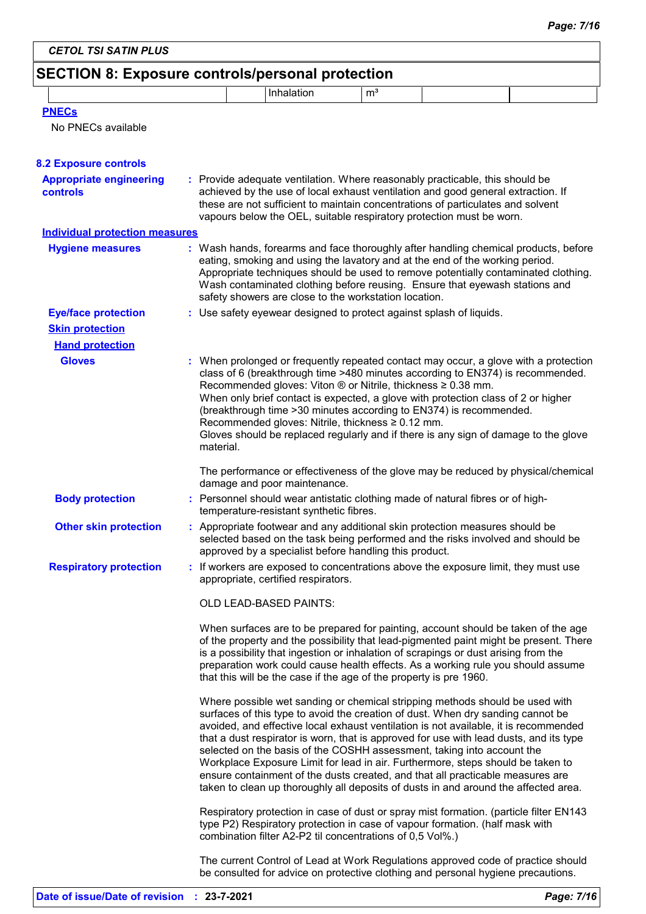## SECTION 8: Exposure controls/personal protection

| | | Inhalation | m³ | | |
|---|---|---|---|---|---|

**PNECs**

No PNECs available

### 8.2 Exposure controls

**Appropriate engineering controls** : Provide adequate ventilation. Where reasonably practicable, this should be achieved by the use of local exhaust ventilation and good general extraction. If these are not sufficient to maintain concentrations of particulates and solvent vapours below the OEL, suitable respiratory protection must be worn.

**Individual protection measures**

**Hygiene measures** : Wash hands, forearms and face thoroughly after handling chemical products, before eating, smoking and using the lavatory and at the end of the working period. Appropriate techniques should be used to remove potentially contaminated clothing. Wash contaminated clothing before reusing. Ensure that eyewash stations and safety showers are close to the workstation location.

**Eye/face protection** : Use safety eyewear designed to protect against splash of liquids.

**Skin protection**

**Hand protection**

**Gloves** : When prolonged or frequently repeated contact may occur, a glove with a protection class of 6 (breakthrough time >480 minutes according to EN374) is recommended. Recommended gloves: Viton ® or Nitrile, thickness ≥ 0.38 mm.
When only brief contact is expected, a glove with protection class of 2 or higher (breakthrough time >30 minutes according to EN374) is recommended.
Recommended gloves: Nitrile, thickness ≥ 0.12 mm.
Gloves should be replaced regularly and if there is any sign of damage to the glove material.

The performance or effectiveness of the glove may be reduced by physical/chemical damage and poor maintenance.

**Body protection** : Personnel should wear antistatic clothing made of natural fibres or of high-temperature-resistant synthetic fibres.

**Other skin protection** : Appropriate footwear and any additional skin protection measures should be selected based on the task being performed and the risks involved and should be approved by a specialist before handling this product.

**Respiratory protection** : If workers are exposed to concentrations above the exposure limit, they must use appropriate, certified respirators.

OLD LEAD-BASED PAINTS:

When surfaces are to be prepared for painting, account should be taken of the age of the property and the possibility that lead-pigmented paint might be present. There is a possibility that ingestion or inhalation of scrapings or dust arising from the preparation work could cause health effects. As a working rule you should assume that this will be the case if the age of the property is pre 1960.

Where possible wet sanding or chemical stripping methods should be used with surfaces of this type to avoid the creation of dust. When dry sanding cannot be avoided, and effective local exhaust ventilation is not available, it is recommended that a dust respirator is worn, that is approved for use with lead dusts, and its type selected on the basis of the COSHH assessment, taking into account the Workplace Exposure Limit for lead in air. Furthermore, steps should be taken to ensure containment of the dusts created, and that all practicable measures are taken to clean up thoroughly all deposits of dusts in and around the affected area.

Respiratory protection in case of dust or spray mist formation. (particle filter EN143 type P2) Respiratory protection in case of vapour formation. (half mask with combination filter A2-P2 til concentrations of 0,5 Vol%.)

The current Control of Lead at Work Regulations approved code of practice should be consulted for advice on protective clothing and personal hygiene precautions.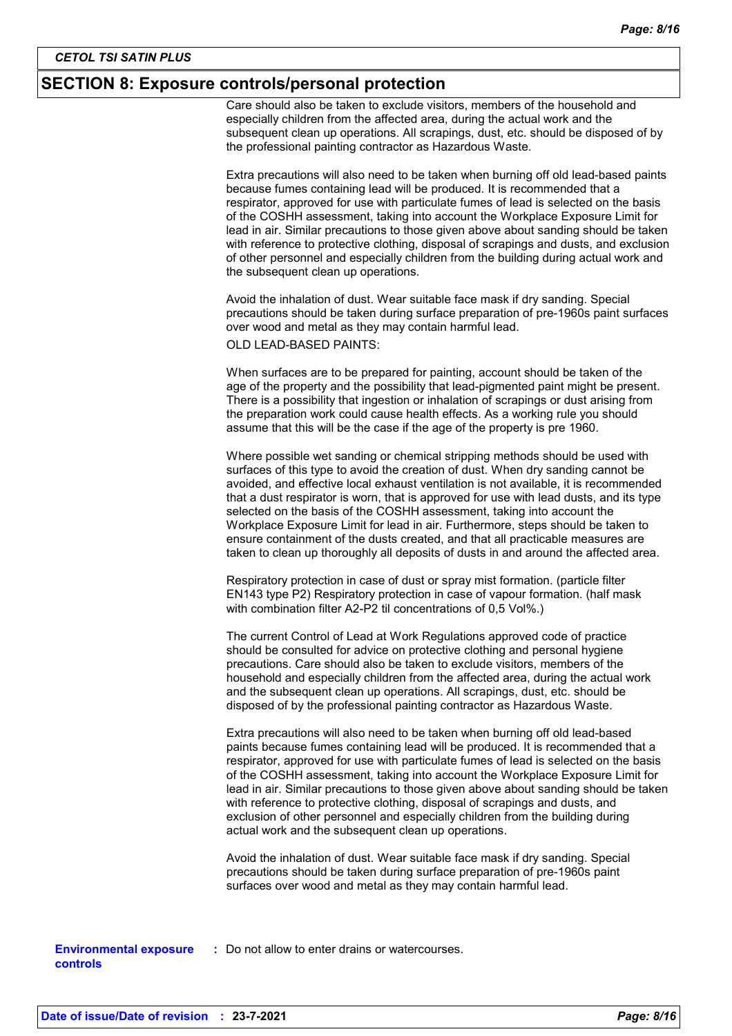## SECTION 8: Exposure controls/personal protection

Care should also be taken to exclude visitors, members of the household and especially children from the affected area, during the actual work and the subsequent clean up operations. All scrapings, dust, etc. should be disposed of by the professional painting contractor as Hazardous Waste.

Extra precautions will also need to be taken when burning off old lead-based paints because fumes containing lead will be produced. It is recommended that a respirator, approved for use with particulate fumes of lead is selected on the basis of the COSHH assessment, taking into account the Workplace Exposure Limit for lead in air. Similar precautions to those given above about sanding should be taken with reference to protective clothing, disposal of scrapings and dusts, and exclusion of other personnel and especially children from the building during actual work and the subsequent clean up operations.

Avoid the inhalation of dust. Wear suitable face mask if dry sanding. Special precautions should be taken during surface preparation of pre-1960s paint surfaces over wood and metal as they may contain harmful lead.

OLD LEAD-BASED PAINTS:

When surfaces are to be prepared for painting, account should be taken of the age of the property and the possibility that lead-pigmented paint might be present. There is a possibility that ingestion or inhalation of scrapings or dust arising from the preparation work could cause health effects. As a working rule you should assume that this will be the case if the age of the property is pre 1960.

Where possible wet sanding or chemical stripping methods should be used with surfaces of this type to avoid the creation of dust. When dry sanding cannot be avoided, and effective local exhaust ventilation is not available, it is recommended that a dust respirator is worn, that is approved for use with lead dusts, and its type selected on the basis of the COSHH assessment, taking into account the Workplace Exposure Limit for lead in air. Furthermore, steps should be taken to ensure containment of the dusts created, and that all practicable measures are taken to clean up thoroughly all deposits of dusts in and around the affected area.

Respiratory protection in case of dust or spray mist formation. (particle filter EN143 type P2) Respiratory protection in case of vapour formation. (half mask with combination filter A2-P2 til concentrations of 0,5 Vol%.)

The current Control of Lead at Work Regulations approved code of practice should be consulted for advice on protective clothing and personal hygiene precautions. Care should also be taken to exclude visitors, members of the household and especially children from the affected area, during the actual work and the subsequent clean up operations. All scrapings, dust, etc. should be disposed of by the professional painting contractor as Hazardous Waste.

Extra precautions will also need to be taken when burning off old lead-based paints because fumes containing lead will be produced. It is recommended that a respirator, approved for use with particulate fumes of lead is selected on the basis of the COSHH assessment, taking into account the Workplace Exposure Limit for lead in air. Similar precautions to those given above about sanding should be taken with reference to protective clothing, disposal of scrapings and dusts, and exclusion of other personnel and especially children from the building during actual work and the subsequent clean up operations.

Avoid the inhalation of dust. Wear suitable face mask if dry sanding. Special precautions should be taken during surface preparation of pre-1960s paint surfaces over wood and metal as they may contain harmful lead.

**Environmental exposure controls** : Do not allow to enter drains or watercourses.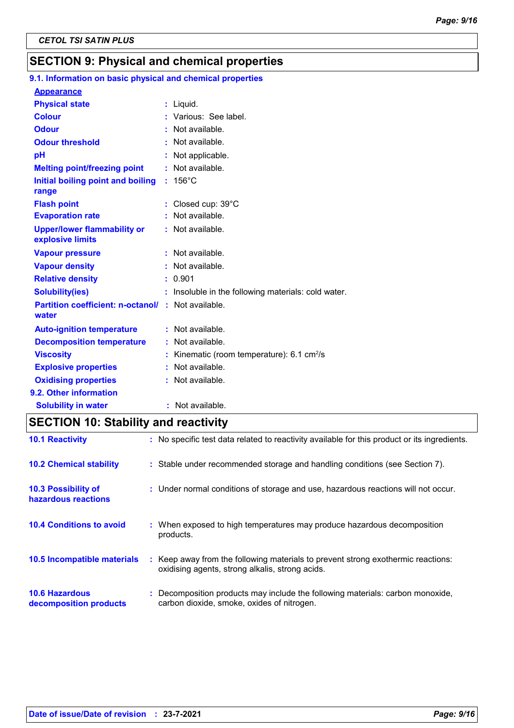CETOL TSI SATIN PLUS

## SECTION 9: Physical and chemical properties

### 9.1. Information on basic physical and chemical properties

**Appearance**

| Property | Value |
|---|---|
| Physical state | Liquid. |
| Colour | Various: See label. |
| Odour | Not available. |
| Odour threshold | Not available. |
| pH | Not applicable. |
| Melting point/freezing point | Not available. |
| Initial boiling point and boiling range | 156°C |
| Flash point | Closed cup: 39°C |
| Evaporation rate | Not available. |
| Upper/lower flammability or explosive limits | Not available. |
| Vapour pressure | Not available. |
| Vapour density | Not available. |
| Relative density | 0.901 |
| Solubility(ies) | Insoluble in the following materials: cold water. |
| Partition coefficient: n-octanol/water | Not available. |
| Auto-ignition temperature | Not available. |
| Decomposition temperature | Not available. |
| Viscosity | Kinematic (room temperature): 6.1 $cm^2/s$ |
| Explosive properties | Not available. |
| Oxidising properties | Not available. |

### 9.2. Other information

| Property | Value |
|---|---|
| Solubility in water | Not available. |

## SECTION 10: Stability and reactivity

| Item | Information |
|---|---|
| 10.1 Reactivity | No specific test data related to reactivity available for this product or its ingredients. |
| 10.2 Chemical stability | Stable under recommended storage and handling conditions (see Section 7). |
| 10.3 Possibility of hazardous reactions | Under normal conditions of storage and use, hazardous reactions will not occur. |
| 10.4 Conditions to avoid | When exposed to high temperatures may produce hazardous decomposition products. |
| 10.5 Incompatible materials | Keep away from the following materials to prevent strong exothermic reactions: oxidising agents, strong alkalis, strong acids. |
| 10.6 Hazardous decomposition products | Decomposition products may include the following materials: carbon monoxide, carbon dioxide, smoke, oxides of nitrogen. |

**Date of issue/Date of revision** : 23-7-2021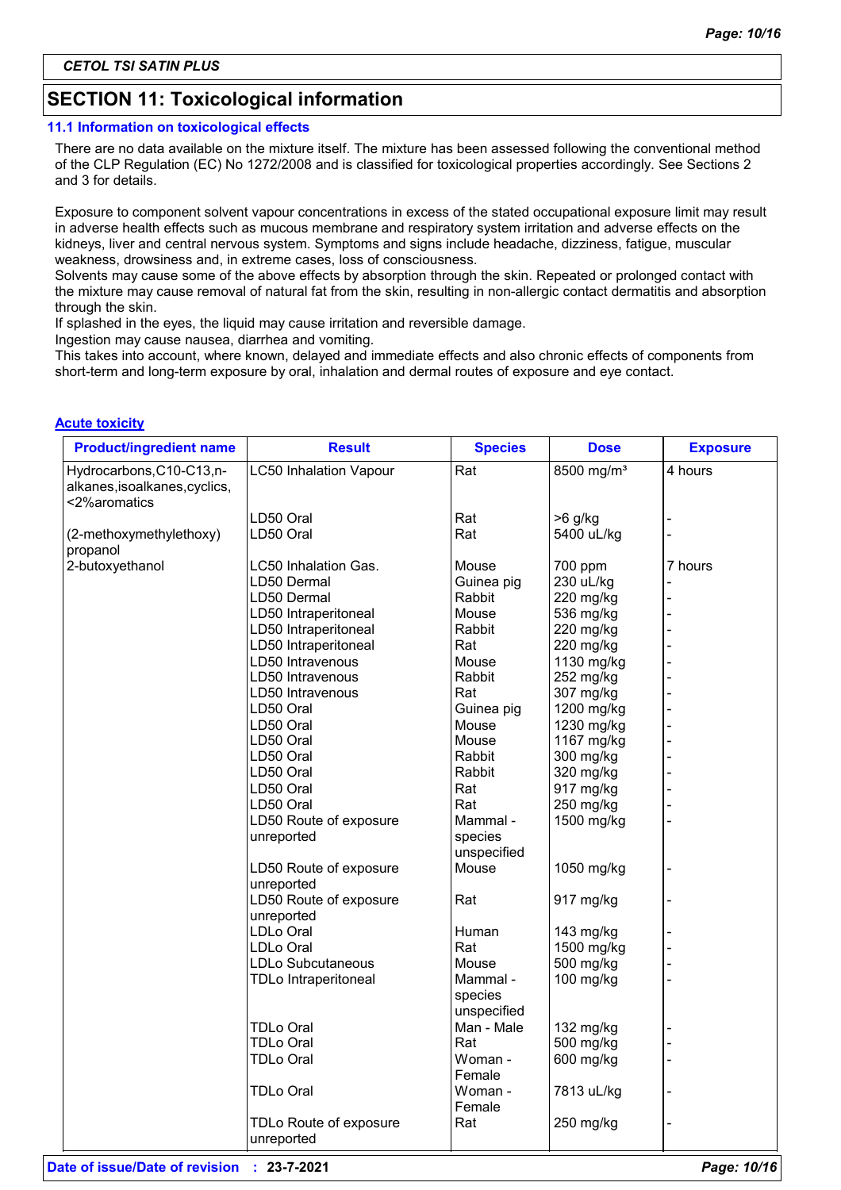CETOL TSI SATIN PLUS

## SECTION 11: Toxicological information

### 11.1 Information on toxicological effects

There are no data available on the mixture itself. The mixture has been assessed following the conventional method of the CLP Regulation (EC) No 1272/2008 and is classified for toxicological properties accordingly. See Sections 2 and 3 for details.

Exposure to component solvent vapour concentrations in excess of the stated occupational exposure limit may result in adverse health effects such as mucous membrane and respiratory system irritation and adverse effects on the kidneys, liver and central nervous system. Symptoms and signs include headache, dizziness, fatigue, muscular weakness, drowsiness and, in extreme cases, loss of consciousness.
Solvents may cause some of the above effects by absorption through the skin. Repeated or prolonged contact with the mixture may cause removal of natural fat from the skin, resulting in non-allergic contact dermatitis and absorption through the skin.
If splashed in the eyes, the liquid may cause irritation and reversible damage.
Ingestion may cause nausea, diarrhea and vomiting.
This takes into account, where known, delayed and immediate effects and also chronic effects of components from short-term and long-term exposure by oral, inhalation and dermal routes of exposure and eye contact.

**Acute toxicity**

| Product/ingredient name | Result | Species | Dose | Exposure |
|---|---|---|---|---|
| Hydrocarbons,C10-C13,n-alkanes,isoalkanes,cyclics,<2%aromatics | LC50 Inhalation Vapour | Rat | 8500 mg/m³ | 4 hours |
| | LD50 Oral | Rat | >6 g/kg | - |
| (2-methoxymethylethoxy) propanol | LD50 Oral | Rat | 5400 uL/kg | - |
| 2-butoxyethanol | LC50 Inhalation Gas. | Mouse | 700 ppm | 7 hours |
| | LD50 Dermal | Guinea pig | 230 uL/kg | - |
| | LD50 Dermal | Rabbit | 220 mg/kg | - |
| | LD50 Intraperitoneal | Mouse | 536 mg/kg | - |
| | LD50 Intraperitoneal | Rabbit | 220 mg/kg | - |
| | LD50 Intraperitoneal | Rat | 220 mg/kg | - |
| | LD50 Intravenous | Mouse | 1130 mg/kg | - |
| | LD50 Intravenous | Rabbit | 252 mg/kg | - |
| | LD50 Intravenous | Rat | 307 mg/kg | - |
| | LD50 Oral | Guinea pig | 1200 mg/kg | - |
| | LD50 Oral | Mouse | 1230 mg/kg | - |
| | LD50 Oral | Mouse | 1167 mg/kg | - |
| | LD50 Oral | Rabbit | 300 mg/kg | - |
| | LD50 Oral | Rabbit | 320 mg/kg | - |
| | LD50 Oral | Rat | 917 mg/kg | - |
| | LD50 Oral | Rat | 250 mg/kg | - |
| | LD50 Route of exposure unreported | Mammal - species unspecified | 1500 mg/kg | - |
| | LD50 Route of exposure unreported | Mouse | 1050 mg/kg | - |
| | LD50 Route of exposure unreported | Rat | 917 mg/kg | - |
| | LDLo Oral | Human | 143 mg/kg | - |
| | LDLo Oral | Rat | 1500 mg/kg | - |
| | LDLo Subcutaneous | Mouse | 500 mg/kg | - |
| | TDLo Intraperitoneal | Mammal - species unspecified | 100 mg/kg | - |
| | TDLo Oral | Man - Male | 132 mg/kg | - |
| | TDLo Oral | Rat | 500 mg/kg | - |
| | TDLo Oral | Woman - Female | 600 mg/kg | - |
| | TDLo Oral | Woman - Female | 7813 uL/kg | - |
| | TDLo Route of exposure unreported | Rat | 250 mg/kg | - |

Date of issue/Date of revision : 23-7-2021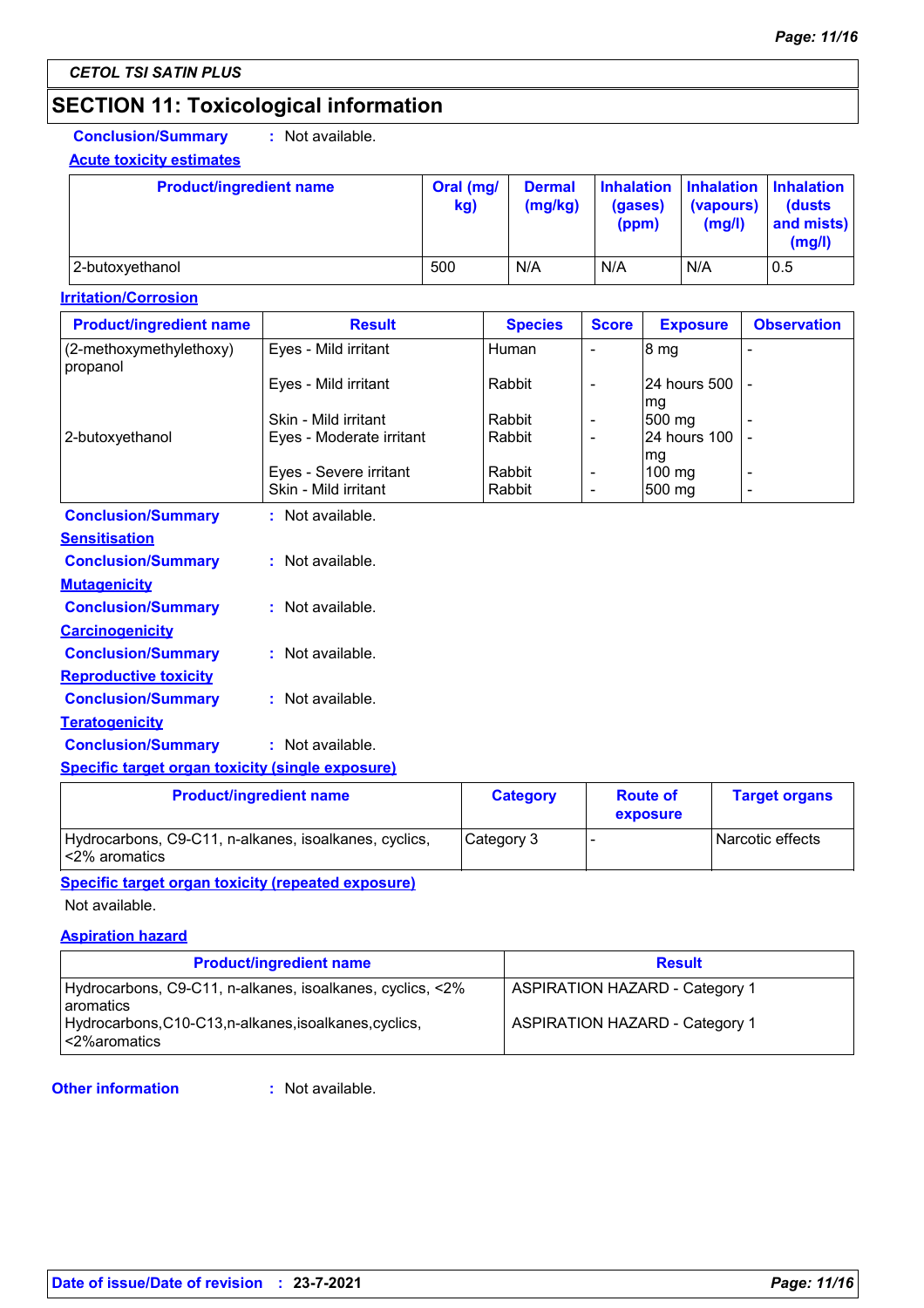## SECTION 11: Toxicological information

**Conclusion/Summary** : Not available.

**Acute toxicity estimates**

| Product/ingredient name | Oral (mg/kg) | Dermal (mg/kg) | Inhalation (gases) (ppm) | Inhalation (vapours) (mg/l) | Inhalation (dusts and mists) (mg/l) |
|---|---|---|---|---|---|
| 2-butoxyethanol | 500 | N/A | N/A | N/A | 0.5 |

**Irritation/Corrosion**

| Product/ingredient name | Result | Species | Score | Exposure | Observation |
|---|---|---|---|---|---|
| (2-methoxymethylethoxy) propanol | Eyes - Mild irritant | Human | - | 8 mg | - |
| | Eyes - Mild irritant | Rabbit | - | 24 hours 500 mg | - |
| | Skin - Mild irritant | Rabbit | - | 500 mg | - |
| 2-butoxyethanol | Eyes - Moderate irritant | Rabbit | - | 24 hours 100 mg | - |
| | Eyes - Severe irritant | Rabbit | - | 100 mg | - |
| | Skin - Mild irritant | Rabbit | - | 500 mg | - |

**Conclusion/Summary** : Not available.

**Sensitisation**

**Conclusion/Summary** : Not available.

**Mutagenicity**

**Conclusion/Summary** : Not available.

**Carcinogenicity**

**Conclusion/Summary** : Not available.

**Reproductive toxicity**

**Conclusion/Summary** : Not available.

**Teratogenicity**

**Conclusion/Summary** : Not available.

**Specific target organ toxicity (single exposure)**

| Product/ingredient name | Category | Route of exposure | Target organs |
|---|---|---|---|
| Hydrocarbons, C9-C11, n-alkanes, isoalkanes, cyclics, <2% aromatics | Category 3 | - | Narcotic effects |

**Specific target organ toxicity (repeated exposure)**

Not available.

**Aspiration hazard**

| Product/ingredient name | Result |
|---|---|
| Hydrocarbons, C9-C11, n-alkanes, isoalkanes, cyclics, <2% aromatics | ASPIRATION HAZARD - Category 1 |
| Hydrocarbons,C10-C13,n-alkanes,isoalkanes,cyclics, <2%aromatics | ASPIRATION HAZARD - Category 1 |

**Other information** : Not available.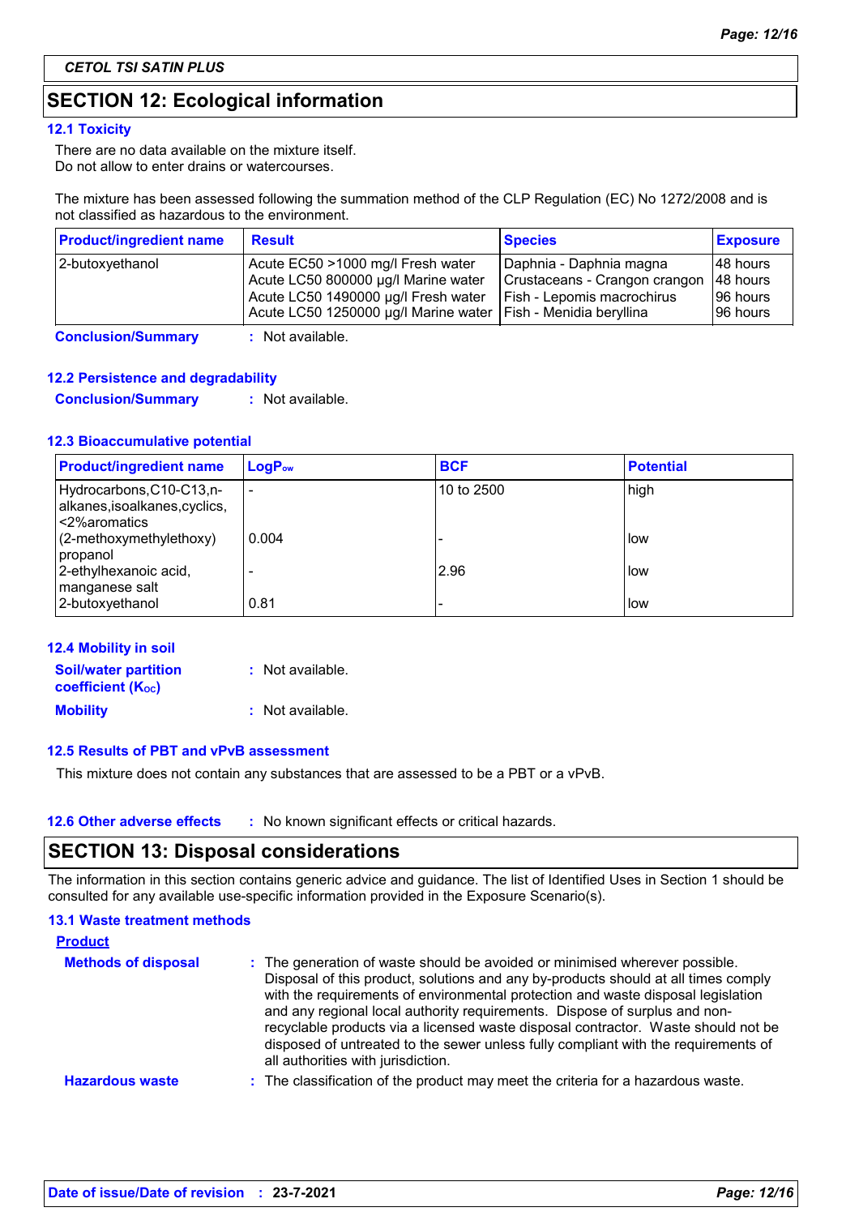**CETOL TSI SATIN PLUS**

## SECTION 12: Ecological information

### 12.1 Toxicity

There are no data available on the mixture itself.
Do not allow to enter drains or watercourses.

The mixture has been assessed following the summation method of the CLP Regulation (EC) No 1272/2008 and is not classified as hazardous to the environment.

| Product/ingredient name | Result | Species | Exposure |
|---|---|---|---|
| 2-butoxyethanol | Acute EC50 >1000 mg/l Fresh water | Daphnia - Daphnia magna | 48 hours |
| | Acute LC50 800000 µg/l Marine water | Crustaceans - Crangon crangon | 48 hours |
| | Acute LC50 1490000 µg/l Fresh water | Fish - Lepomis macrochirus | 96 hours |
| | Acute LC50 1250000 µg/l Marine water | Fish - Menidia beryllina | 96 hours |

**Conclusion/Summary** : Not available.

### 12.2 Persistence and degradability

**Conclusion/Summary** : Not available.

### 12.3 Bioaccumulative potential

| Product/ingredient name | $LogP_{ow}$ | BCF | Potential |
|---|---|---|---|
| Hydrocarbons,C10-C13,n-alkanes,isoalkanes,cyclics,<2%aromatics | - | 10 to 2500 | high |
| (2-methoxymethylethoxy) propanol | 0.004 | - | low |
| 2-ethylhexanoic acid, manganese salt | - | 2.96 | low |
| 2-butoxyethanol | 0.81 | - | low |

### 12.4 Mobility in soil

**Soil/water partition coefficient ($K_{OC}$)** : Not available.

**Mobility** : Not available.

### 12.5 Results of PBT and vPvB assessment

This mixture does not contain any substances that are assessed to be a PBT or a vPvB.

### 12.6 Other adverse effects

: No known significant effects or critical hazards.

## SECTION 13: Disposal considerations

The information in this section contains generic advice and guidance. The list of Identified Uses in Section 1 should be consulted for any available use-specific information provided in the Exposure Scenario(s).

### 13.1 Waste treatment methods

**Product**

**Methods of disposal** : The generation of waste should be avoided or minimised wherever possible. Disposal of this product, solutions and any by-products should at all times comply with the requirements of environmental protection and waste disposal legislation and any regional local authority requirements. Dispose of surplus and non-recyclable products via a licensed waste disposal contractor. Waste should not be disposed of untreated to the sewer unless fully compliant with the requirements of all authorities with jurisdiction.

**Hazardous waste** : The classification of the product may meet the criteria for a hazardous waste.

**Date of issue/Date of revision** : 23-7-2021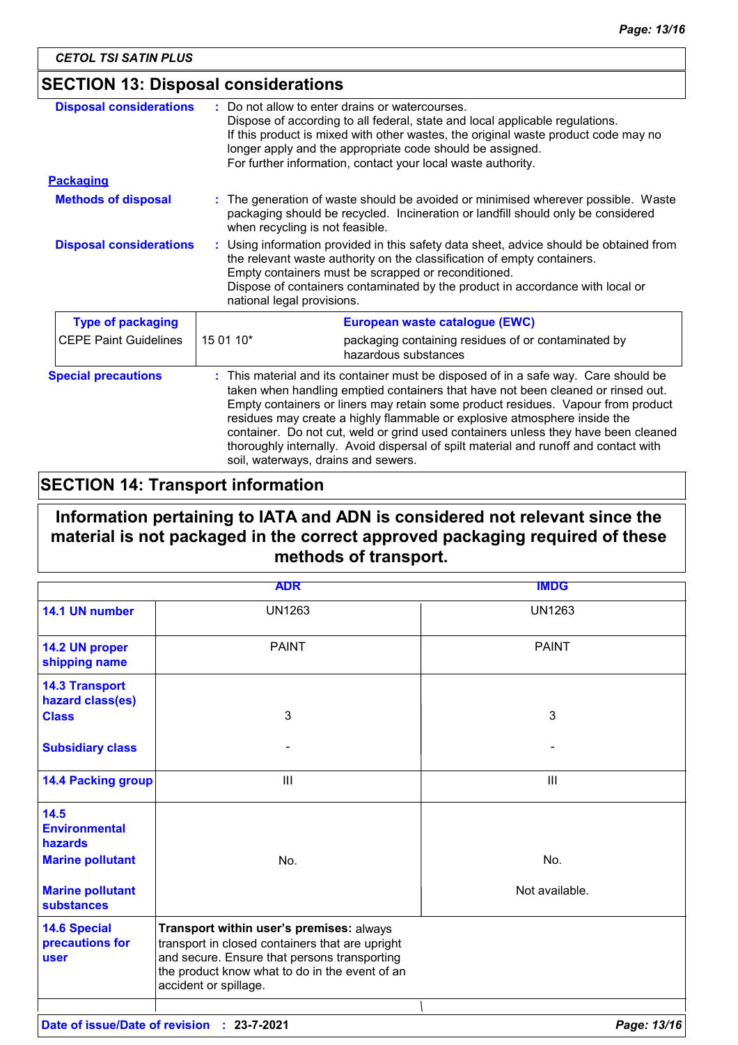CETOL TSI SATIN PLUS

## SECTION 13: Disposal considerations

**Disposal considerations** : Do not allow to enter drains or watercourses.
Dispose of according to all federal, state and local applicable regulations.
If this product is mixed with other wastes, the original waste product code may no longer apply and the appropriate code should be assigned.
For further information, contact your local waste authority.

**Packaging**

**Methods of disposal** : The generation of waste should be avoided or minimised wherever possible. Waste packaging should be recycled. Incineration or landfill should only be considered when recycling is not feasible.

**Disposal considerations** : Using information provided in this safety data sheet, advice should be obtained from the relevant waste authority on the classification of empty containers.
Empty containers must be scrapped or reconditioned.
Dispose of containers contaminated by the product in accordance with local or national legal provisions.

| Type of packaging | European waste catalogue (EWC) | |
|---|---|---|
| CEPE Paint Guidelines | 15 01 10* | packaging containing residues of or contaminated by hazardous substances |

**Special precautions** : This material and its container must be disposed of in a safe way. Care should be taken when handling emptied containers that have not been cleaned or rinsed out. Empty containers or liners may retain some product residues. Vapour from product residues may create a highly flammable or explosive atmosphere inside the container. Do not cut, weld or grind used containers unless they have been cleaned thoroughly internally. Avoid dispersal of spilt material and runoff and contact with soil, waterways, drains and sewers.

## SECTION 14: Transport information

**Information pertaining to IATA and ADN is considered not relevant since the material is not packaged in the correct approved packaging required of these methods of transport.**

| | ADR | IMDG |
|---|---|---|
| **14.1 UN number** | UN1263 | UN1263 |
| **14.2 UN proper shipping name** | PAINT | PAINT |
| **14.3 Transport hazard class(es)** Class | 3 | 3 |
| Subsidiary class | - | - |
| **14.4 Packing group** | III | III |
| **14.5 Environmental hazards** Marine pollutant | No. | No. |
| Marine pollutant substances | | Not available. |
| **14.6 Special precautions for user** | **Transport within user's premises:** always transport in closed containers that are upright and secure. Ensure that persons transporting the product know what to do in the event of an accident or spillage. | |

**Date of issue/Date of revision** : 23-7-2021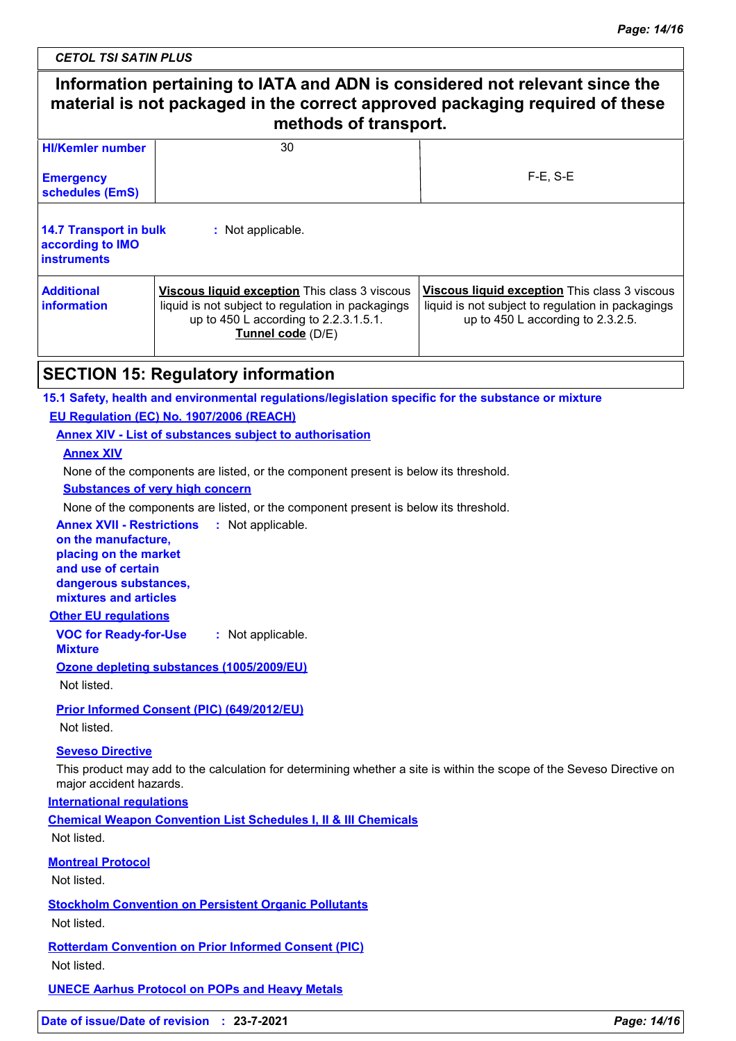**Information pertaining to IATA and ADN is considered not relevant since the material is not packaged in the correct approved packaging required of these methods of transport.**

| | | |
|---|---|---|
| **HI/Kemler number** | 30 | |
| **Emergency schedules (EmS)** | | F-E, S-E |
| **14.7 Transport in bulk according to IMO instruments** | : Not applicable. | |
| **Additional information** | **Viscous liquid exception** This class 3 viscous liquid is not subject to regulation in packagings up to 450 L according to 2.2.3.1.5.1. **Tunnel code** (D/E) | **Viscous liquid exception** This class 3 viscous liquid is not subject to regulation in packagings up to 450 L according to 2.3.2.5. |

## SECTION 15: Regulatory information

**15.1 Safety, health and environmental regulations/legislation specific for the substance or mixture**

**EU Regulation (EC) No. 1907/2006 (REACH)**

**Annex XIV - List of substances subject to authorisation**

**Annex XIV**

None of the components are listed, or the component present is below its threshold.

**Substances of very high concern**

None of the components are listed, or the component present is below its threshold.

**Annex XVII - Restrictions on the manufacture, placing on the market and use of certain dangerous substances, mixtures and articles** : Not applicable.

**Other EU regulations**

**VOC for Ready-for-Use Mixture** : Not applicable.

**Ozone depleting substances (1005/2009/EU)**

Not listed.

**Prior Informed Consent (PIC) (649/2012/EU)**

Not listed.

**Seveso Directive**

This product may add to the calculation for determining whether a site is within the scope of the Seveso Directive on major accident hazards.

**International regulations**

**Chemical Weapon Convention List Schedules I, II & III Chemicals**

Not listed.

**Montreal Protocol**

Not listed.

**Stockholm Convention on Persistent Organic Pollutants**

Not listed.

**Rotterdam Convention on Prior Informed Consent (PIC)**

Not listed.

**UNECE Aarhus Protocol on POPs and Heavy Metals**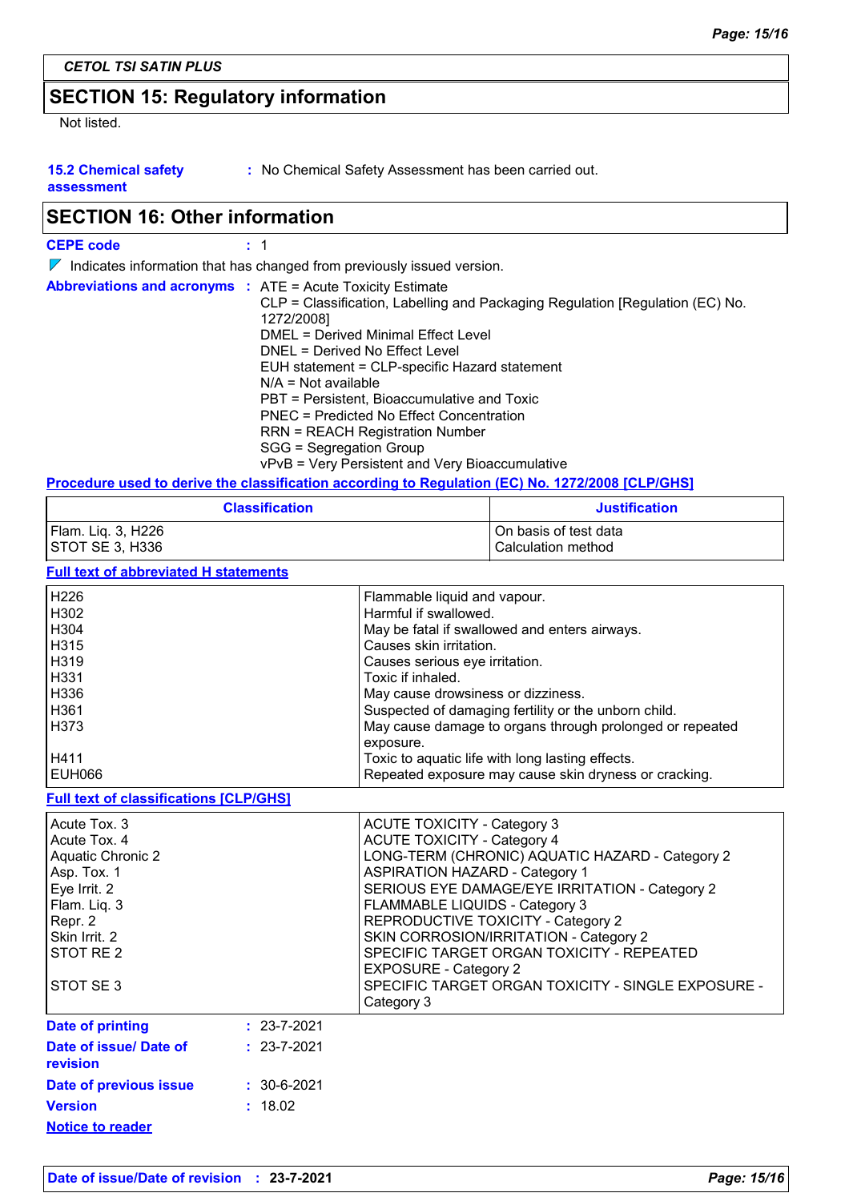## SECTION 15: Regulatory information

Not listed.

**15.2 Chemical safety assessment** : No Chemical Safety Assessment has been carried out.

## SECTION 16: Other information

**CEPE code** : 1

Indicates information that has changed from previously issued version.

**Abbreviations and acronyms** : ATE = Acute Toxicity Estimate
CLP = Classification, Labelling and Packaging Regulation [Regulation (EC) No. 1272/2008]
DMEL = Derived Minimal Effect Level
DNEL = Derived No Effect Level
EUH statement = CLP-specific Hazard statement
N/A = Not available
PBT = Persistent, Bioaccumulative and Toxic
PNEC = Predicted No Effect Concentration
RRN = REACH Registration Number
SGG = Segregation Group
vPvB = Very Persistent and Very Bioaccumulative

**Procedure used to derive the classification according to Regulation (EC) No. 1272/2008 [CLP/GHS]**

| Classification | Justification |
|---|---|
| Flam. Liq. 3, H226 | On basis of test data |
| STOT SE 3, H336 | Calculation method |

**Full text of abbreviated H statements**

| | |
|---|---|
| H226 | Flammable liquid and vapour. |
| H302 | Harmful if swallowed. |
| H304 | May be fatal if swallowed and enters airways. |
| H315 | Causes skin irritation. |
| H319 | Causes serious eye irritation. |
| H331 | Toxic if inhaled. |
| H336 | May cause drowsiness or dizziness. |
| H361 | Suspected of damaging fertility or the unborn child. |
| H373 | May cause damage to organs through prolonged or repeated exposure. |
| H411 | Toxic to aquatic life with long lasting effects. |
| EUH066 | Repeated exposure may cause skin dryness or cracking. |

**Full text of classifications [CLP/GHS]**

| | |
|---|---|
| Acute Tox. 3 | ACUTE TOXICITY - Category 3 |
| Acute Tox. 4 | ACUTE TOXICITY - Category 4 |
| Aquatic Chronic 2 | LONG-TERM (CHRONIC) AQUATIC HAZARD - Category 2 |
| Asp. Tox. 1 | ASPIRATION HAZARD - Category 1 |
| Eye Irrit. 2 | SERIOUS EYE DAMAGE/EYE IRRITATION - Category 2 |
| Flam. Liq. 3 | FLAMMABLE LIQUIDS - Category 3 |
| Repr. 2 | REPRODUCTIVE TOXICITY - Category 2 |
| Skin Irrit. 2 | SKIN CORROSION/IRRITATION - Category 2 |
| STOT RE 2 | SPECIFIC TARGET ORGAN TOXICITY - REPEATED EXPOSURE - Category 2 |
| STOT SE 3 | SPECIFIC TARGET ORGAN TOXICITY - SINGLE EXPOSURE - Category 3 |

**Date of printing** : 23-7-2021

**Date of issue/ Date of revision** : 23-7-2021

**Date of previous issue** : 30-6-2021

**Version** : 18.02

**Notice to reader**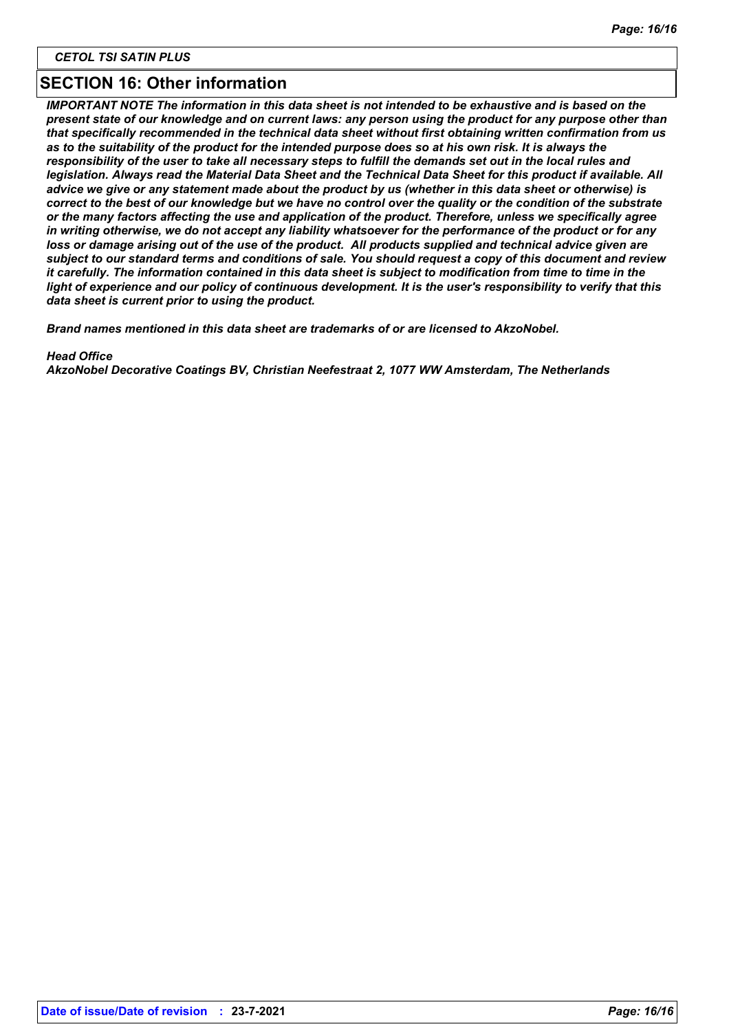## SECTION 16: Other information

***IMPORTANT NOTE The information in this data sheet is not intended to be exhaustive and is based on the present state of our knowledge and on current laws: any person using the product for any purpose other than that specifically recommended in the technical data sheet without first obtaining written confirmation from us as to the suitability of the product for the intended purpose does so at his own risk. It is always the responsibility of the user to take all necessary steps to fulfill the demands set out in the local rules and legislation. Always read the Material Data Sheet and the Technical Data Sheet for this product if available. All advice we give or any statement made about the product by us (whether in this data sheet or otherwise) is correct to the best of our knowledge but we have no control over the quality or the condition of the substrate or the many factors affecting the use and application of the product. Therefore, unless we specifically agree in writing otherwise, we do not accept any liability whatsoever for the performance of the product or for any loss or damage arising out of the use of the product. All products supplied and technical advice given are subject to our standard terms and conditions of sale. You should request a copy of this document and review it carefully. The information contained in this data sheet is subject to modification from time to time in the light of experience and our policy of continuous development. It is the user's responsibility to verify that this data sheet is current prior to using the product.***

***Brand names mentioned in this data sheet are trademarks of or are licensed to AkzoNobel.***

***Head Office***
***AkzoNobel Decorative Coatings BV, Christian Neefestraat 2, 1077 WW Amsterdam, The Netherlands***